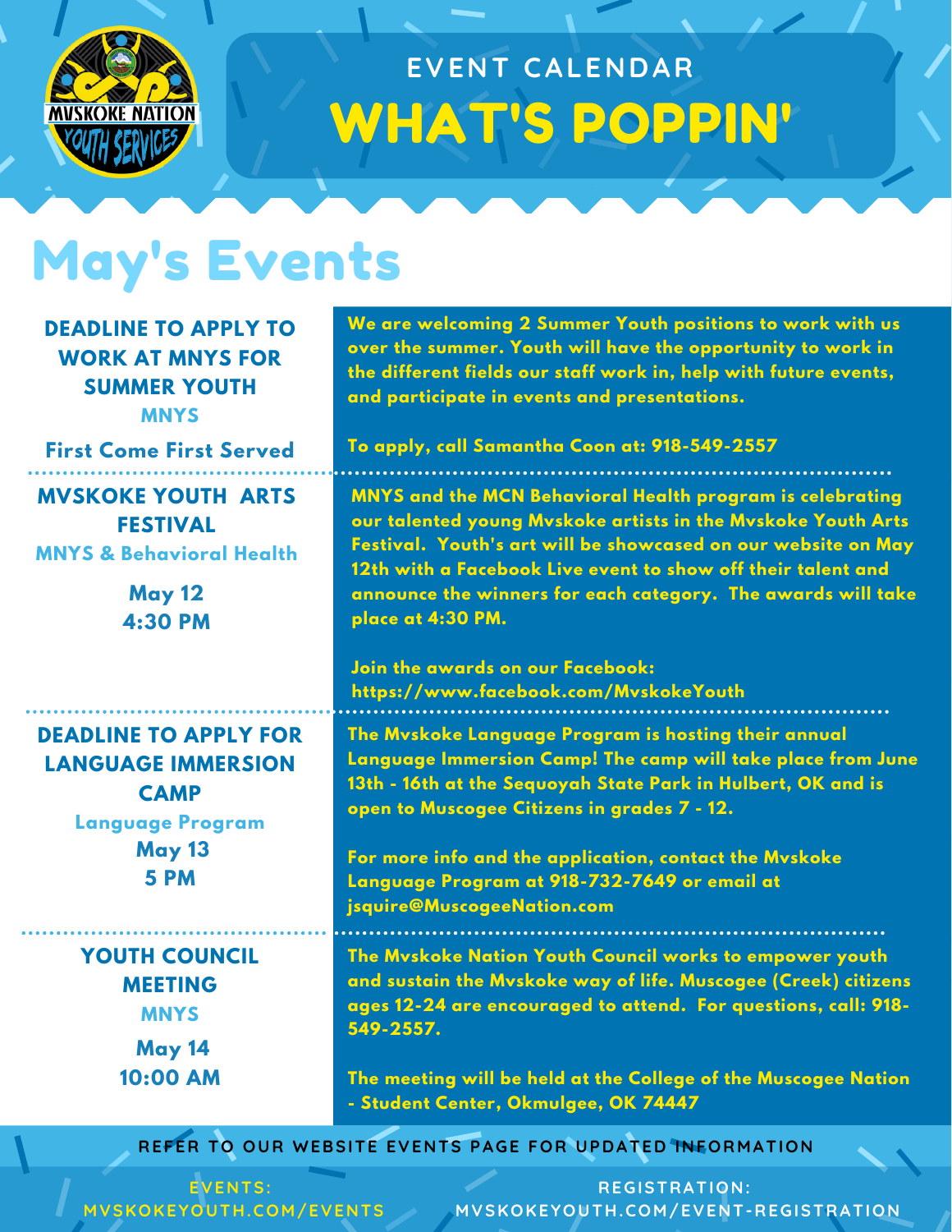EVENT CALENDAR

# WHAT'S POPPIN'

## May's Events

### DEADLINE TO APPLY TO WORK AT MNYS FOR SUMMER YOUTH

MNYS

First Come First Served

We are welcoming 2 Summer Youth positions to work with us over the summer. Youth will have the opportunity to work in the different fields our staff work in, help with future events, and participate in events and presentations.

To apply, call Samantha Coon at: 918-549-2557

### MVSKOKE YOUTH ARTS FESTIVAL

MNYS & Behavioral Health

May 12
4:30 PM

MNYS and the MCN Behavioral Health program is celebrating our talented young Mvskoke artists in the Mvskoke Youth Arts Festival. Youth's art will be showcased on our website on May 12th with a Facebook Live event to show off their talent and announce the winners for each category. The awards will take place at 4:30 PM.

Join the awards on our Facebook: https://www.facebook.com/MvskokeYouth

### DEADLINE TO APPLY FOR LANGUAGE IMMERSION CAMP

Language Program

May 13
5 PM

The Mvskoke Language Program is hosting their annual Language Immersion Camp! The camp will take place from June 13th - 16th at the Sequoyah State Park in Hulbert, OK and is open to Muscogee Citizens in grades 7 - 12.

For more info and the application, contact the Mvskoke Language Program at 918-732-7649 or email at jsquire@MuscogeeNation.com

### YOUTH COUNCIL MEETING

MNYS

May 14
10:00 AM

The Mvskoke Nation Youth Council works to empower youth and sustain the Mvskoke way of life. Muscogee (Creek) citizens ages 12-24 are encouraged to attend. For questions, call: 918-549-2557.

The meeting will be held at the College of the Muscogee Nation - Student Center, Okmulgee, OK 74447

REFER TO OUR WEBSITE EVENTS PAGE FOR UPDATED INFORMATION

EVENTS: MVSKOKEYOUTH.COM/EVENTS

REGISTRATION: MVSKOKEYOUTH.COM/EVENT-REGISTRATION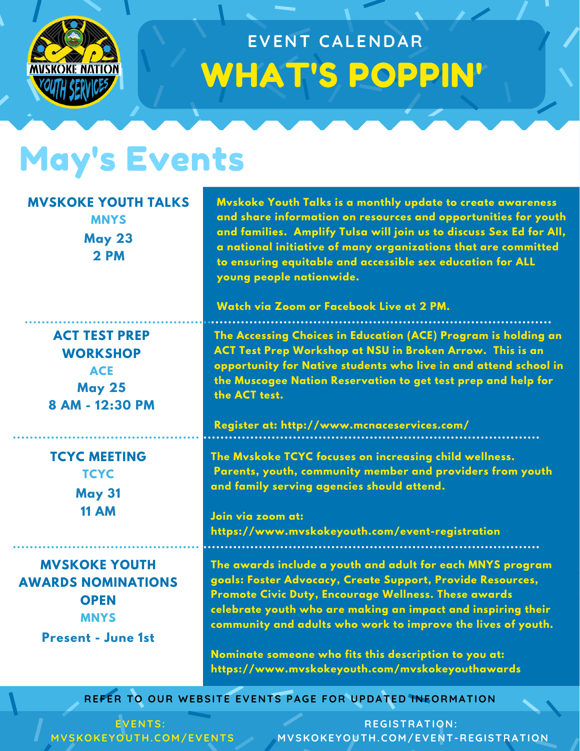# EVENT CALENDAR

# WHAT'S POPPIN'

## May's Events

### MVSKOKE YOUTH TALKS

**MNYS**

**May 23**
**2 PM**

Mvskoke Youth Talks is a monthly update to create awareness and share information on resources and opportunities for youth and families. Amplify Tulsa will join us to discuss Sex Ed for All, a national initiative of many organizations that are committed to ensuring equitable and accessible sex education for ALL young people nationwide.

Watch via Zoom or Facebook Live at 2 PM.

### ACT TEST PREP WORKSHOP

**ACE**

**May 25**
**8 AM - 12:30 PM**

The Accessing Choices in Education (ACE) Program is holding an ACT Test Prep Workshop at NSU in Broken Arrow. This is an opportunity for Native students who live in and attend school in the Muscogee Nation Reservation to get test prep and help for the ACT test.

Register at: http://www.mcnaceservices.com/

### TCYC MEETING

**TCYC**

**May 31**
**11 AM**

The Mvskoke TCYC focuses on increasing child wellness. Parents, youth, community member and providers from youth and family serving agencies should attend.

Join via zoom at:
https://www.mvskokeyouth.com/event-registration

### MVSKOKE YOUTH AWARDS NOMINATIONS OPEN

**MNYS**

**Present - June 1st**

The awards include a youth and adult for each MNYS program goals: Foster Advocacy, Create Support, Provide Resources, Promote Civic Duty, Encourage Wellness. These awards celebrate youth who are making an impact and inspiring their community and adults who work to improve the lives of youth.

Nominate someone who fits this description to you at:
https://www.mvskokeyouth.com/mvskokeyouthawards

REFER TO OUR WEBSITE EVENTS PAGE FOR UPDATED INFORMATION

EVENTS: MVSKOKEYOUTH.COM/EVENTS

REGISTRATION: MVSKOKEYOUTH.COM/EVENT-REGISTRATION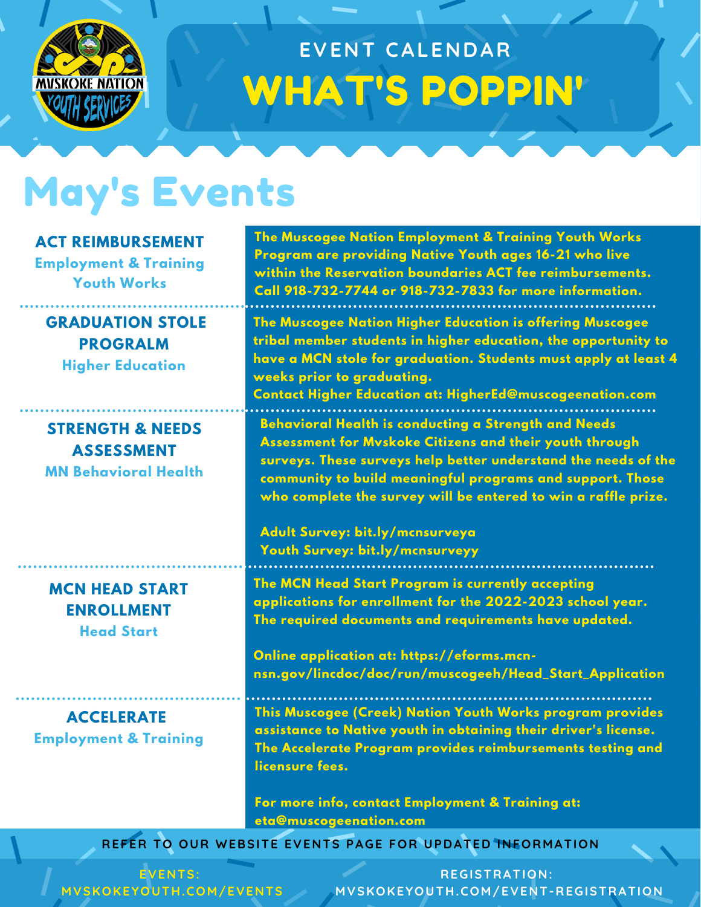MVSKOKE NATION YOUTH SERVICES

EVENT CALENDAR

# WHAT'S POPPIN'

## May's Events

### ACT REIMBURSEMENT
**Employment & Training Youth Works**

The Muscogee Nation Employment & Training Youth Works Program are providing Native Youth ages 16-21 who live within the Reservation boundaries ACT fee reimbursements. Call 918-732-7744 or 918-732-7833 for more information.

### GRADUATION STOLE PROGRALM
**Higher Education**

The Muscogee Nation Higher Education is offering Muscogee tribal member students in higher education, the opportunity to have a MCN stole for graduation. Students must apply at least 4 weeks prior to graduating.
Contact Higher Education at: HigherEd@muscogeenation.com

### STRENGTH & NEEDS ASSESSMENT
**MN Behavioral Health**

Behavioral Health is conducting a Strength and Needs Assessment for Mvskoke Citizens and their youth through surveys. These surveys help better understand the needs of the community to build meaningful programs and support. Those who complete the survey will be entered to win a raffle prize.

Adult Survey: bit.ly/mcnsurveya
Youth Survey: bit.ly/mcnsurveyy

### MCN HEAD START ENROLLMENT
**Head Start**

The MCN Head Start Program is currently accepting applications for enrollment for the 2022-2023 school year. The required documents and requirements have updated.

Online application at: https://eforms.mcn-nsn.gov/lincdoc/doc/run/muscogeeh/Head_Start_Application

### ACCELERATE
**Employment & Training**

This Muscogee (Creek) Nation Youth Works program provides assistance to Native youth in obtaining their driver's license. The Accelerate Program provides reimbursements testing and licensure fees.

For more info, contact Employment & Training at: eta@muscogeenation.com

REFER TO OUR WEBSITE EVENTS PAGE FOR UPDATED INFORMATION

EVENTS: MVSKOKEYOUTH.COM/EVENTS

REGISTRATION: MVSKOKEYOUTH.COM/EVENT-REGISTRATION